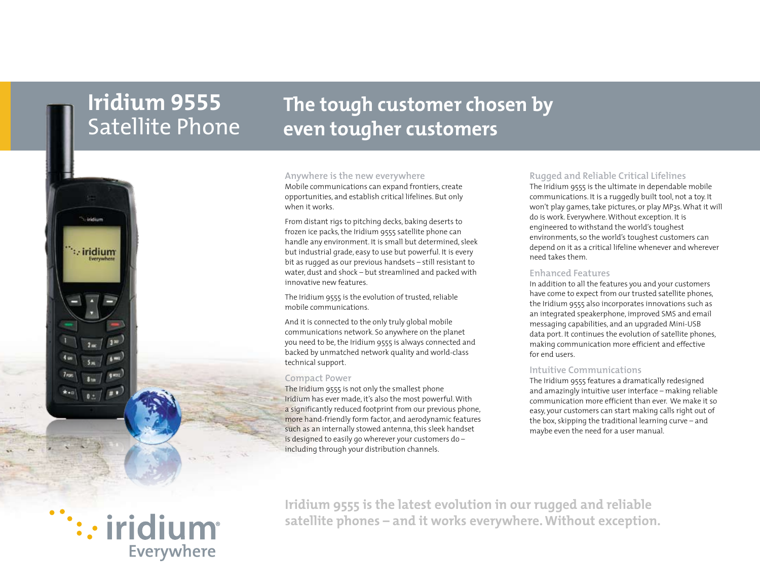# Iridium 9555 Satellite Phone

## The tough customer chosen by even tougher customers

### Anywhere is the new everywhere

Mobile communications can expand frontiers, create opportunities, and establish critical lifelines. But only when it works.

From distant rigs to pitching decks, baking deserts to frozen ice packs, the Iridium 9555 satellite phone can handle any environment. It is small but determined, sleek but industrial grade, easy to use but powerful. It is every bit as rugged as our previous handsets – still resistant to water, dust and shock – but streamlined and packed with innovative new features.

The Iridium 9555 is the evolution of trusted, reliable mobile communications.

And it is connected to the only truly global mobile communications network. So anywhere on the planet you need to be, the Iridium 9555 is always connected and backed by unmatched network quality and world-class technical support.

### Compact Power

The Iridium 9555 is not only the smallest phone Iridium has ever made, it's also the most powerful. With a significantly reduced footprint from our previous phone, more hand-friendly form factor, and aerodynamic features such as an internally stowed antenna, this sleek handset is designed to easily go wherever your customers do – including through your distribution channels.

### Rugged and Reliable Critical Lifelines

The Iridium 9555 is the ultimate in dependable mobile communications. It is a ruggedly built tool, not a toy. It won't play games, take pictures, or play MP3s. What it will do is work. Everywhere. Without exception. It is engineered to withstand the world's toughest environments, so the world's toughest customers can depend on it as a critical lifeline whenever and wherever need takes them.

### Enhanced Features

In addition to all the features you and your customers have come to expect from our trusted satellite phones, the Iridium 9555 also incorporates innovations such as an integrated speakerphone, improved SMS and email messaging capabilities, and an upgraded Mini-USB data port. It continues the evolution of satellite phones, making communication more efficient and effective for end users.

### Intuitive Communications

The Iridium 9555 features a dramatically redesigned and amazingly intuitive user interface – making reliable communication more efficient than ever. We make it so easy, your customers can start making calls right out of the box, skipping the traditional learning curve – and maybe even the need for a user manual.

**Iridium 9555 is the latest evolution in our rugged and reliable satellite phones – and it works everywhere. Without exception.**

iridium® Everywhere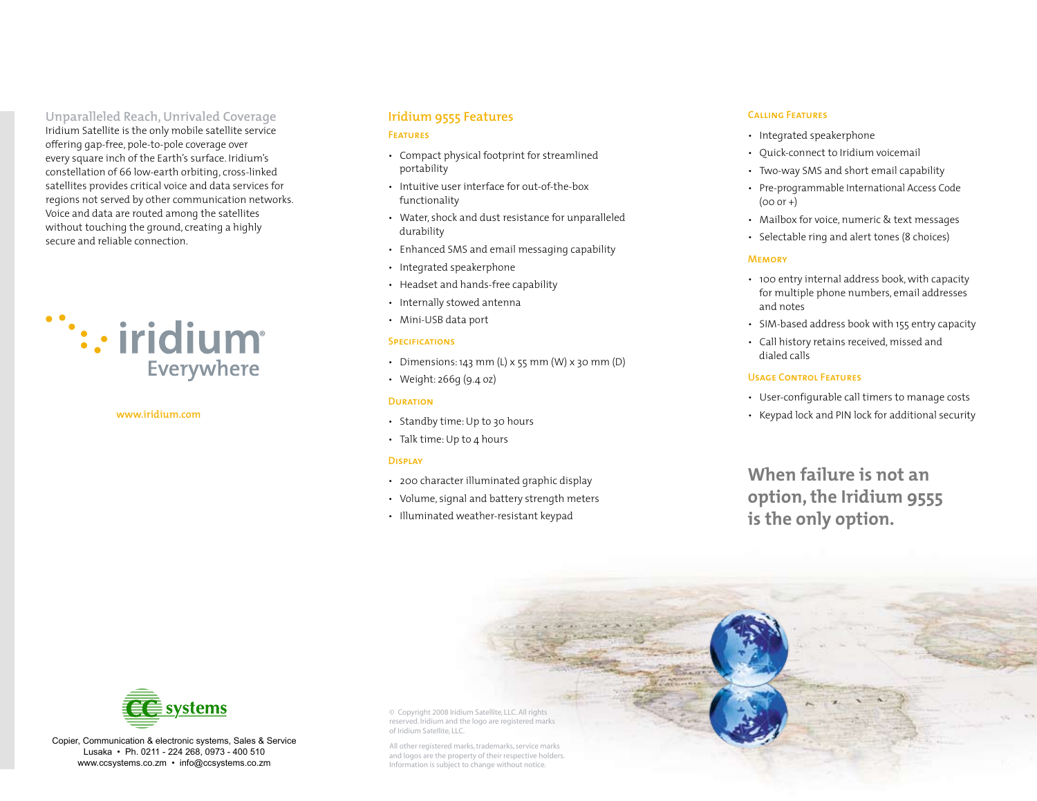## Unparalleled Reach, Unrivaled Coverage

Iridium Satellite is the only mobile satellite service offering gap-free, pole-to-pole coverage over every square inch of the Earth's surface. Iridium's constellation of 66 low-earth orbiting, cross-linked satellites provides critical voice and data services for regions not served by other communication networks. Voice and data are routed among the satellites without touching the ground, creating a highly secure and reliable connection.

iridium
Everywhere

www.iridium.com

CC systems

Copier, Communication & electronic systems, Sales & Service
Lusaka • Ph. 0211 - 224 268, 0973 - 400 510
www.ccsystems.co.zm • info@ccsystems.co.zm

## Iridium 9555 Features

### Features

- Compact physical footprint for streamlined portability
- Intuitive user interface for out-of-the-box functionality
- Water, shock and dust resistance for unparalleled durability
- Enhanced SMS and email messaging capability
- Integrated speakerphone
- Headset and hands-free capability
- Internally stowed antenna
- Mini-USB data port

### Specifications

- Dimensions: 143 mm (L) x 55 mm (W) x 30 mm (D)
- Weight: 266g (9.4 oz)

### Duration

- Standby time: Up to 30 hours
- Talk time: Up to 4 hours

### Display

- 200 character illuminated graphic display
- Volume, signal and battery strength meters
- Illuminated weather-resistant keypad

© Copyright 2008 Iridium Satellite, LLC. All rights reserved. Iridium and the logo are registered marks of Iridium Satellite, LLC.

All other registered marks, trademarks, service marks and logos are the property of their respective holders. Information is subject to change without notice.

### Calling Features

- Integrated speakerphone
- Quick-connect to Iridium voicemail
- Two-way SMS and short email capability
- Pre-programmable International Access Code (00 or +)
- Mailbox for voice, numeric & text messages
- Selectable ring and alert tones (8 choices)

### Memory

- 100 entry internal address book, with capacity for multiple phone numbers, email addresses and notes
- SIM-based address book with 155 entry capacity
- Call history retains received, missed and dialed calls

### Usage Control Features

- User-configurable call timers to manage costs
- Keypad lock and PIN lock for additional security

**When failure is not an option, the Iridium 9555 is the only option.**